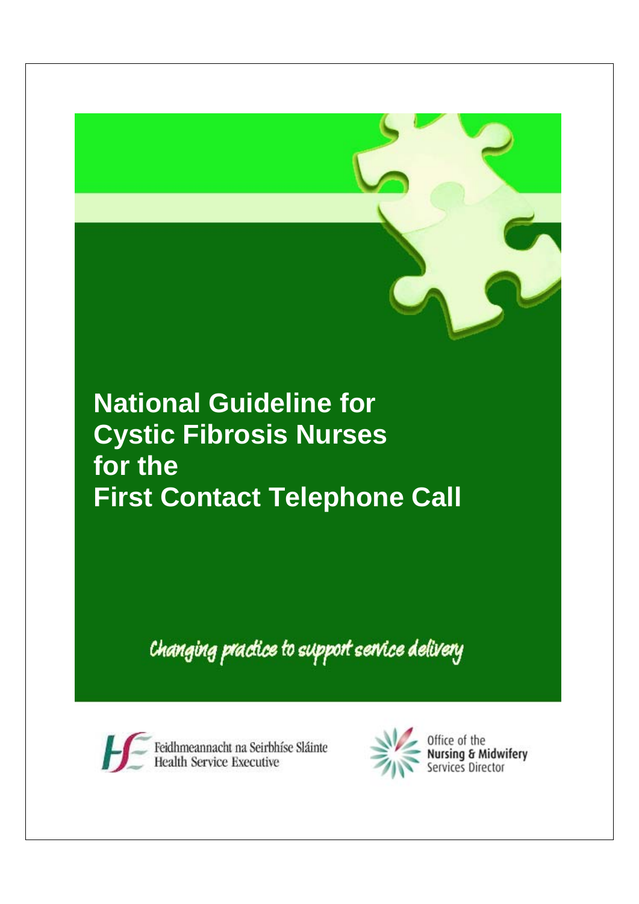# National Guideline for Cystic Fibrosis Nurses for the First Contact Telephone Call

*Changing practice to support service delivery*

Feidhmeannacht na Seirbhíse Sláinte
Health Service Executive

Office of the
**Nursing & Midwifery**
Services Director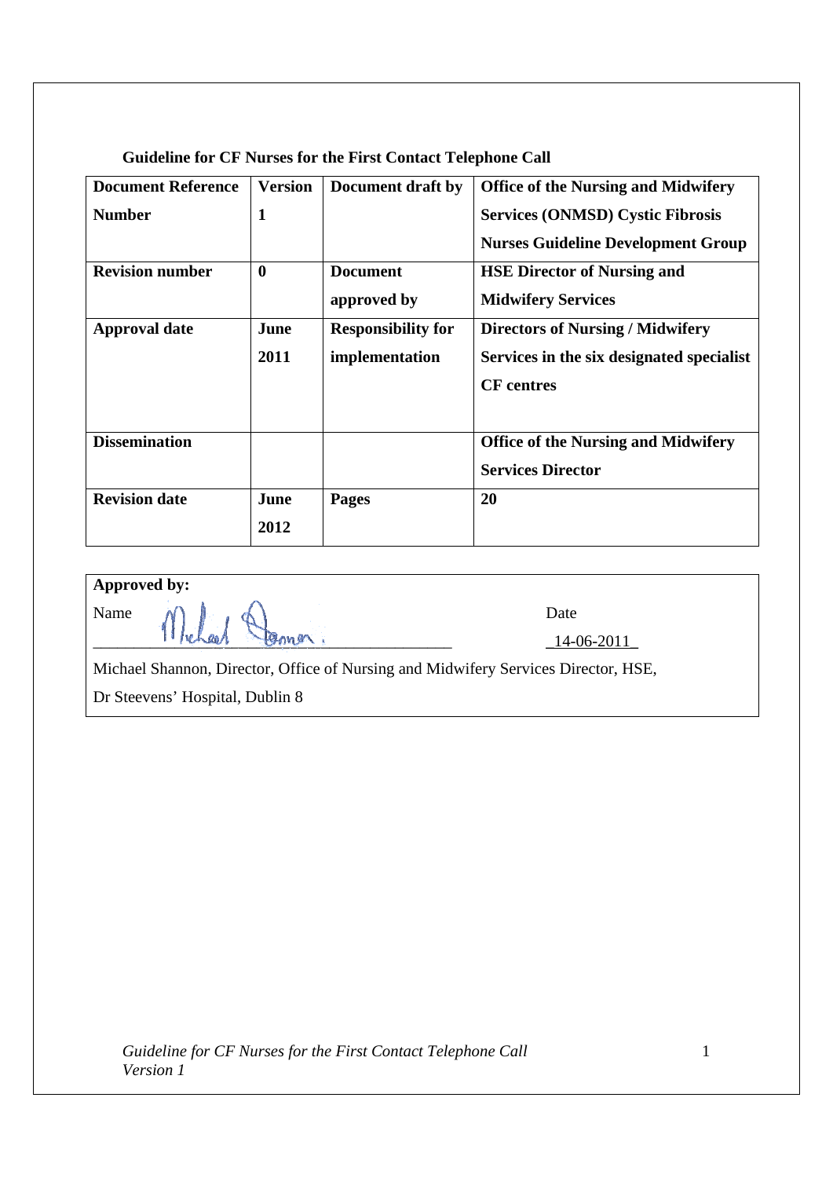**Guideline for CF Nurses for the First Contact Telephone Call**

| Document Reference Number | Version 1 | Document draft by | Office of the Nursing and Midwifery Services (ONMSD) Cystic Fibrosis Nurses Guideline Development Group |
|---|---|---|---|
| **Revision number** | **0** | **Document approved by** | **HSE Director of Nursing and Midwifery Services** |
| **Approval date** | **June 2011** | **Responsibility for implementation** | **Directors of Nursing / Midwifery Services in the six designated specialist CF centres** |
| **Dissemination** | | | **Office of the Nursing and Midwifery Services Director** |
| **Revision date** | **June 2012** | **Pages** | **20** |

| **Approved by:** | |
|---|---|
| Name ______________________________ | Date _14-06-2011_ |
| Michael Shannon, Director, Office of Nursing and Midwifery Services Director, HSE, Dr Steevens' Hospital, Dublin 8 | |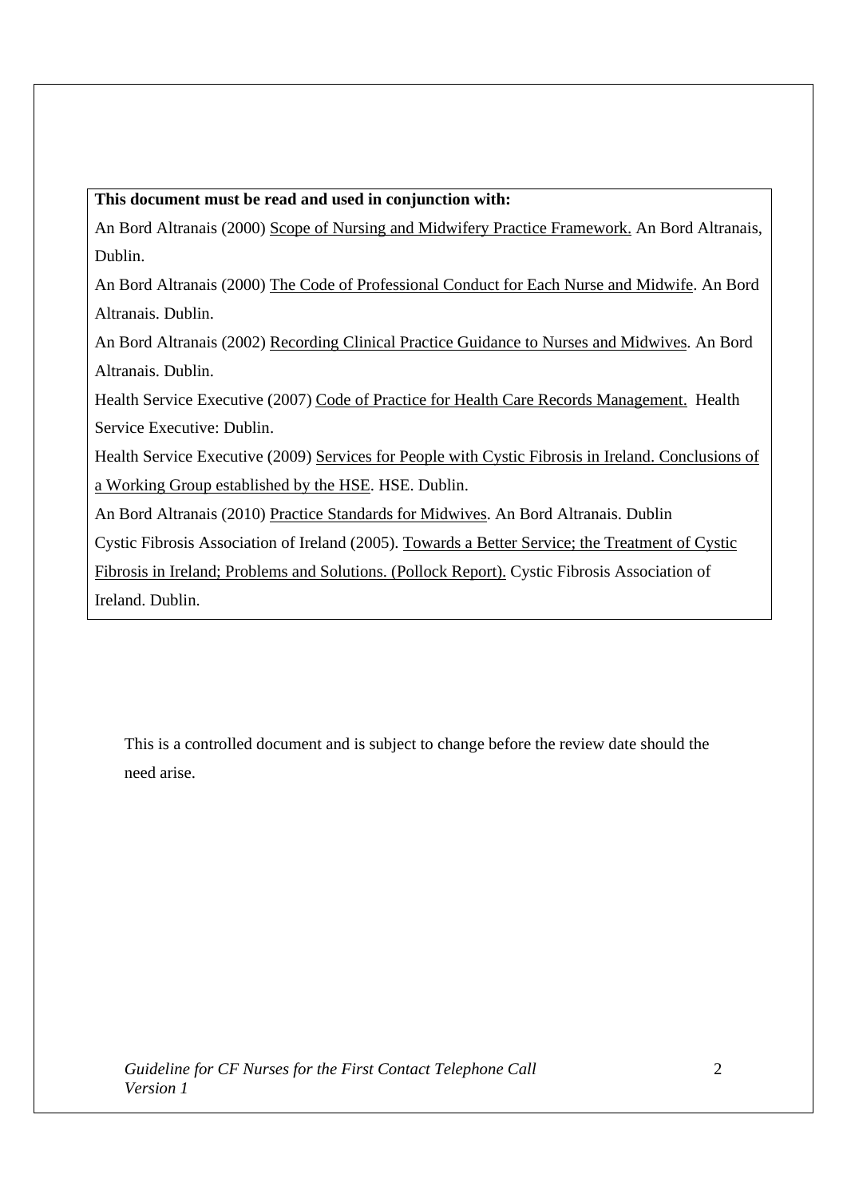**This document must be read and used in conjunction with:**

An Bord Altranais (2000) Scope of Nursing and Midwifery Practice Framework. An Bord Altranais, Dublin.

An Bord Altranais (2000) The Code of Professional Conduct for Each Nurse and Midwife. An Bord Altranais. Dublin.

An Bord Altranais (2002) Recording Clinical Practice Guidance to Nurses and Midwives. An Bord Altranais. Dublin.

Health Service Executive (2007) Code of Practice for Health Care Records Management. Health Service Executive: Dublin.

Health Service Executive (2009) Services for People with Cystic Fibrosis in Ireland. Conclusions of a Working Group established by the HSE. HSE. Dublin.

An Bord Altranais (2010) Practice Standards for Midwives. An Bord Altranais. Dublin

Cystic Fibrosis Association of Ireland (2005). Towards a Better Service; the Treatment of Cystic Fibrosis in Ireland; Problems and Solutions. (Pollock Report). Cystic Fibrosis Association of Ireland. Dublin.

This is a controlled document and is subject to change before the review date should the need arise.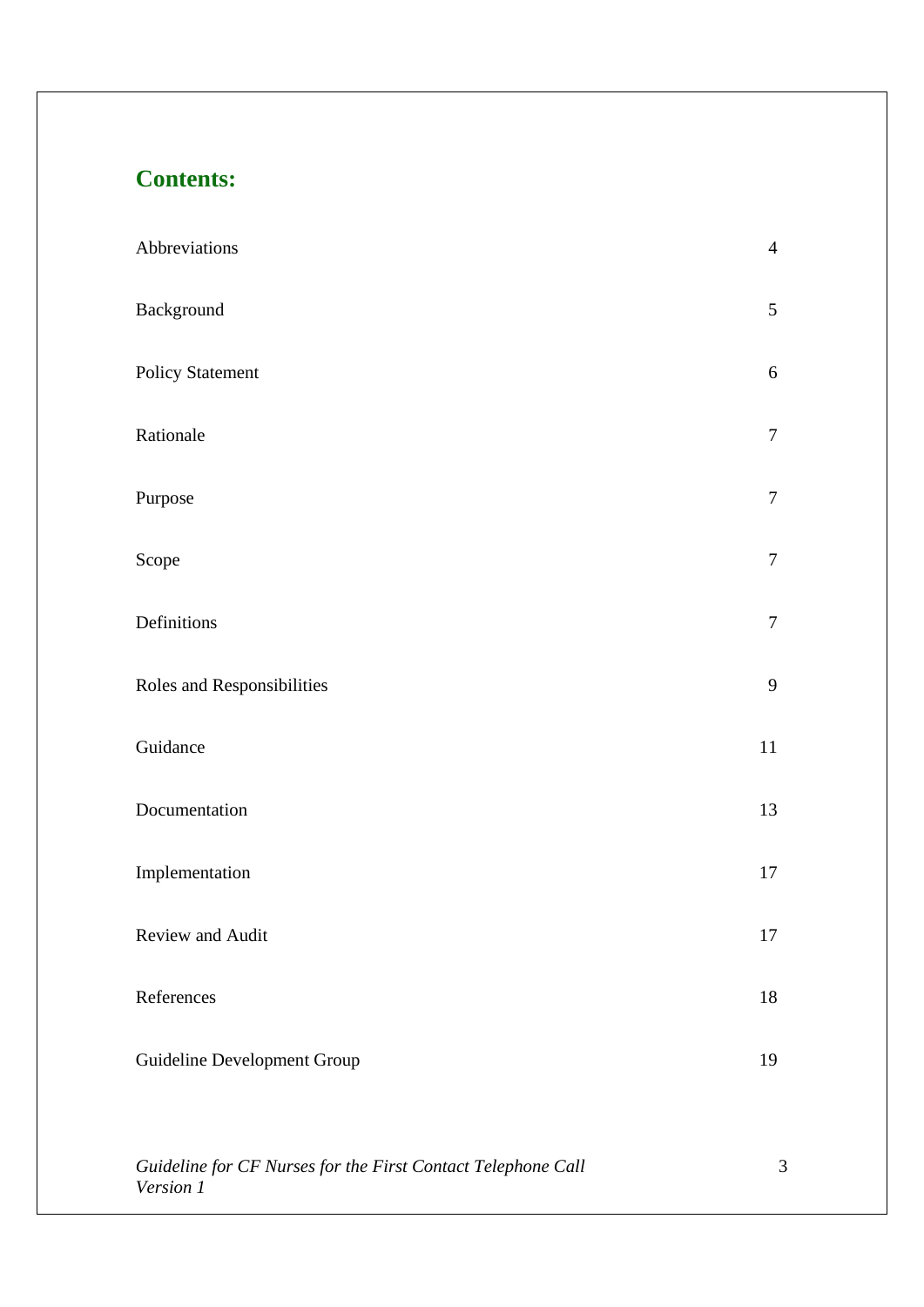## Contents:

| | |
|---|---|
| Abbreviations | 4 |
| Background | 5 |
| Policy Statement | 6 |
| Rationale | 7 |
| Purpose | 7 |
| Scope | 7 |
| Definitions | 7 |
| Roles and Responsibilities | 9 |
| Guidance | 11 |
| Documentation | 13 |
| Implementation | 17 |
| Review and Audit | 17 |
| References | 18 |
| Guideline Development Group | 19 |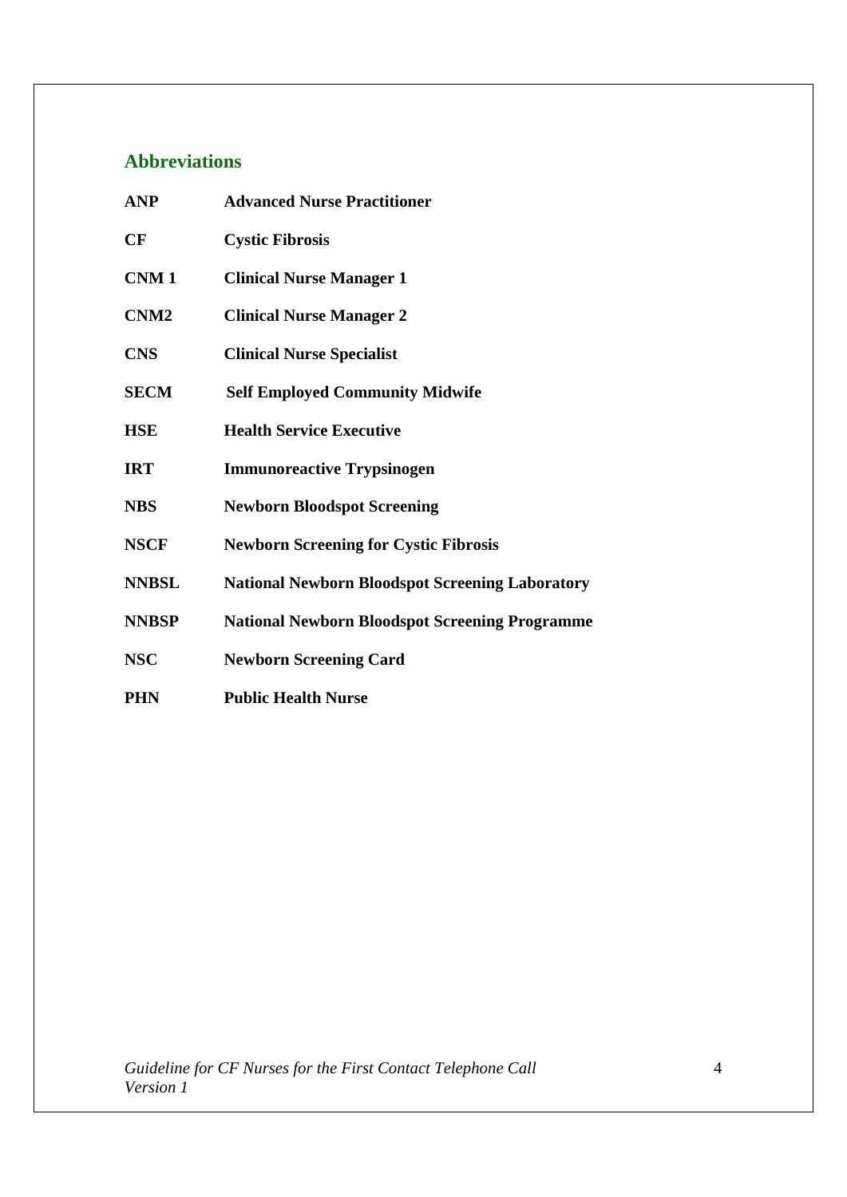## Abbreviations

| | |
|---|---|
| **ANP** | **Advanced Nurse Practitioner** |
| **CF** | **Cystic Fibrosis** |
| **CNM 1** | **Clinical Nurse Manager 1** |
| **CNM2** | **Clinical Nurse Manager 2** |
| **CNS** | **Clinical Nurse Specialist** |
| **SECM** | **Self Employed Community Midwife** |
| **HSE** | **Health Service Executive** |
| **IRT** | **Immunoreactive Trypsinogen** |
| **NBS** | **Newborn Bloodspot Screening** |
| **NSCF** | **Newborn Screening for Cystic Fibrosis** |
| **NNBSL** | **National Newborn Bloodspot Screening Laboratory** |
| **NNBSP** | **National Newborn Bloodspot Screening Programme** |
| **NSC** | **Newborn Screening Card** |
| **PHN** | **Public Health Nurse** |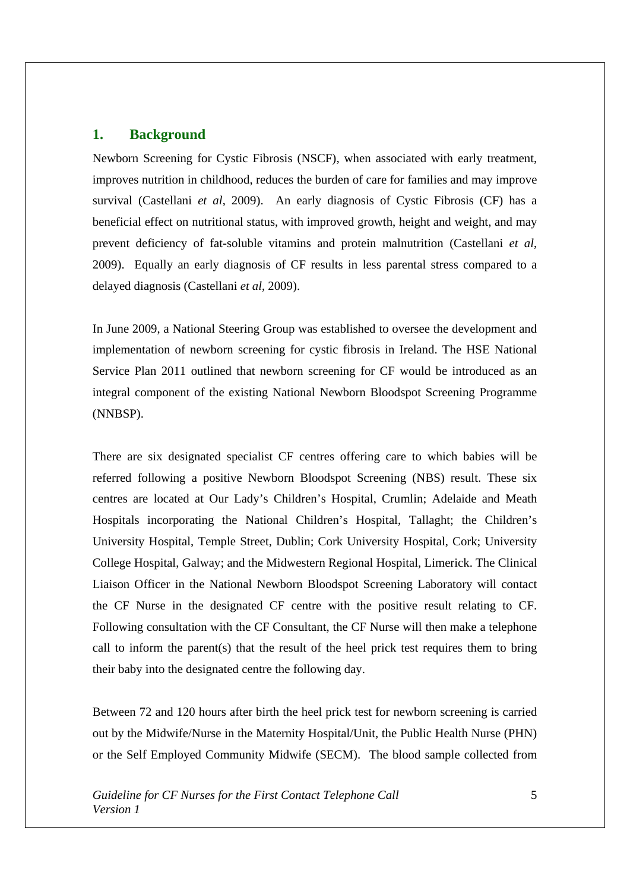## 1. Background

Newborn Screening for Cystic Fibrosis (NSCF), when associated with early treatment, improves nutrition in childhood, reduces the burden of care for families and may improve survival (Castellani *et al*, 2009). An early diagnosis of Cystic Fibrosis (CF) has a beneficial effect on nutritional status, with improved growth, height and weight, and may prevent deficiency of fat-soluble vitamins and protein malnutrition (Castellani *et al*, 2009). Equally an early diagnosis of CF results in less parental stress compared to a delayed diagnosis (Castellani *et al*, 2009).

In June 2009, a National Steering Group was established to oversee the development and implementation of newborn screening for cystic fibrosis in Ireland. The HSE National Service Plan 2011 outlined that newborn screening for CF would be introduced as an integral component of the existing National Newborn Bloodspot Screening Programme (NNBSP).

There are six designated specialist CF centres offering care to which babies will be referred following a positive Newborn Bloodspot Screening (NBS) result. These six centres are located at Our Lady's Children's Hospital, Crumlin; Adelaide and Meath Hospitals incorporating the National Children's Hospital, Tallaght; the Children's University Hospital, Temple Street, Dublin; Cork University Hospital, Cork; University College Hospital, Galway; and the Midwestern Regional Hospital, Limerick. The Clinical Liaison Officer in the National Newborn Bloodspot Screening Laboratory will contact the CF Nurse in the designated CF centre with the positive result relating to CF. Following consultation with the CF Consultant, the CF Nurse will then make a telephone call to inform the parent(s) that the result of the heel prick test requires them to bring their baby into the designated centre the following day.

Between 72 and 120 hours after birth the heel prick test for newborn screening is carried out by the Midwife/Nurse in the Maternity Hospital/Unit, the Public Health Nurse (PHN) or the Self Employed Community Midwife (SECM). The blood sample collected from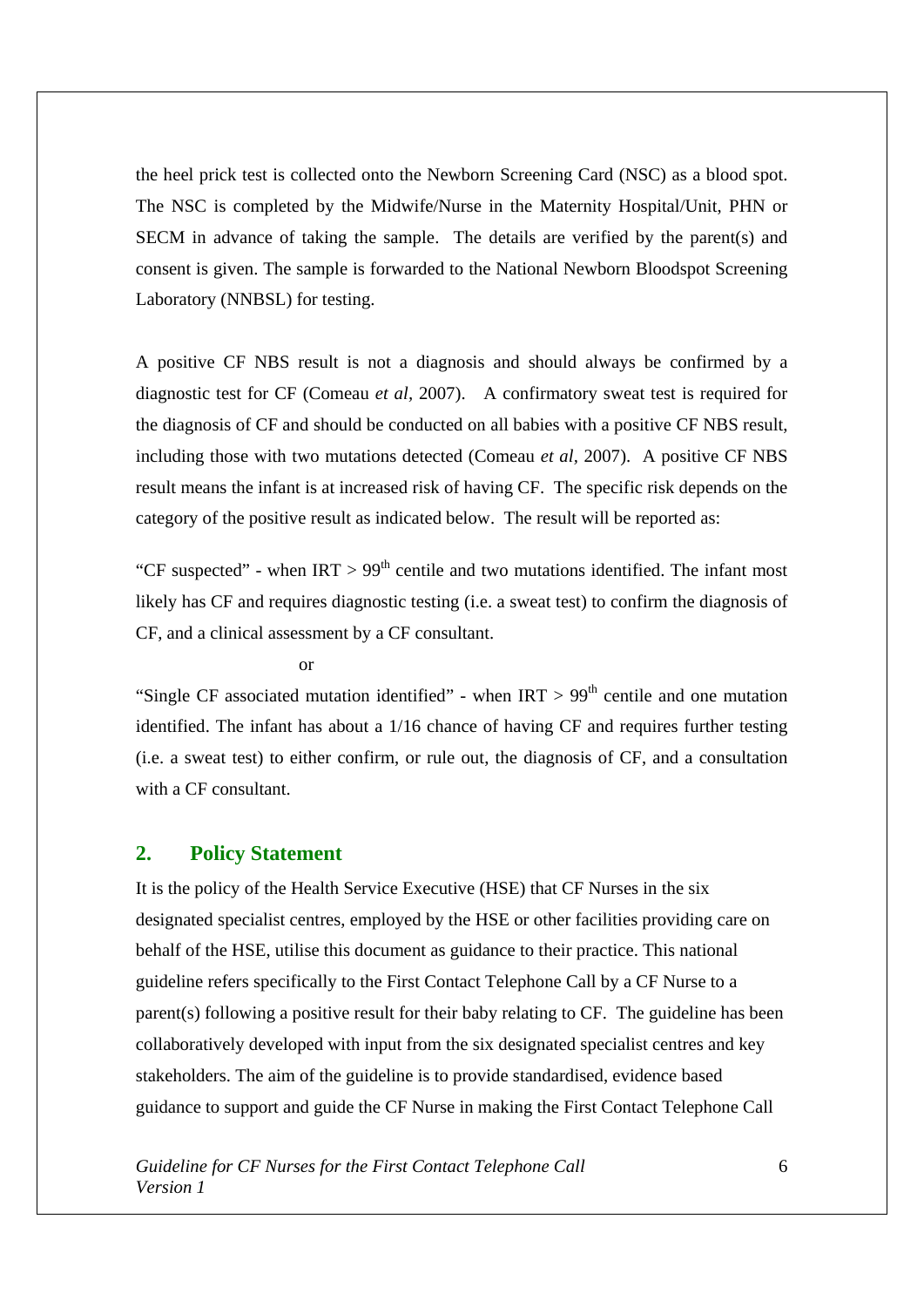the heel prick test is collected onto the Newborn Screening Card (NSC) as a blood spot. The NSC is completed by the Midwife/Nurse in the Maternity Hospital/Unit, PHN or SECM in advance of taking the sample. The details are verified by the parent(s) and consent is given. The sample is forwarded to the National Newborn Bloodspot Screening Laboratory (NNBSL) for testing.

A positive CF NBS result is not a diagnosis and should always be confirmed by a diagnostic test for CF (Comeau *et al,* 2007). A confirmatory sweat test is required for the diagnosis of CF and should be conducted on all babies with a positive CF NBS result, including those with two mutations detected (Comeau *et al*, 2007). A positive CF NBS result means the infant is at increased risk of having CF. The specific risk depends on the category of the positive result as indicated below. The result will be reported as:

"CF suspected" - when IRT > $99^{th}$ centile and two mutations identified. The infant most likely has CF and requires diagnostic testing (i.e. a sweat test) to confirm the diagnosis of CF, and a clinical assessment by a CF consultant.

or

"Single CF associated mutation identified" - when IRT > $99^{th}$ centile and one mutation identified. The infant has about a 1/16 chance of having CF and requires further testing (i.e. a sweat test) to either confirm, or rule out, the diagnosis of CF, and a consultation with a CF consultant.

## 2. Policy Statement

It is the policy of the Health Service Executive (HSE) that CF Nurses in the six designated specialist centres, employed by the HSE or other facilities providing care on behalf of the HSE, utilise this document as guidance to their practice. This national guideline refers specifically to the First Contact Telephone Call by a CF Nurse to a parent(s) following a positive result for their baby relating to CF. The guideline has been collaboratively developed with input from the six designated specialist centres and key stakeholders. The aim of the guideline is to provide standardised, evidence based guidance to support and guide the CF Nurse in making the First Contact Telephone Call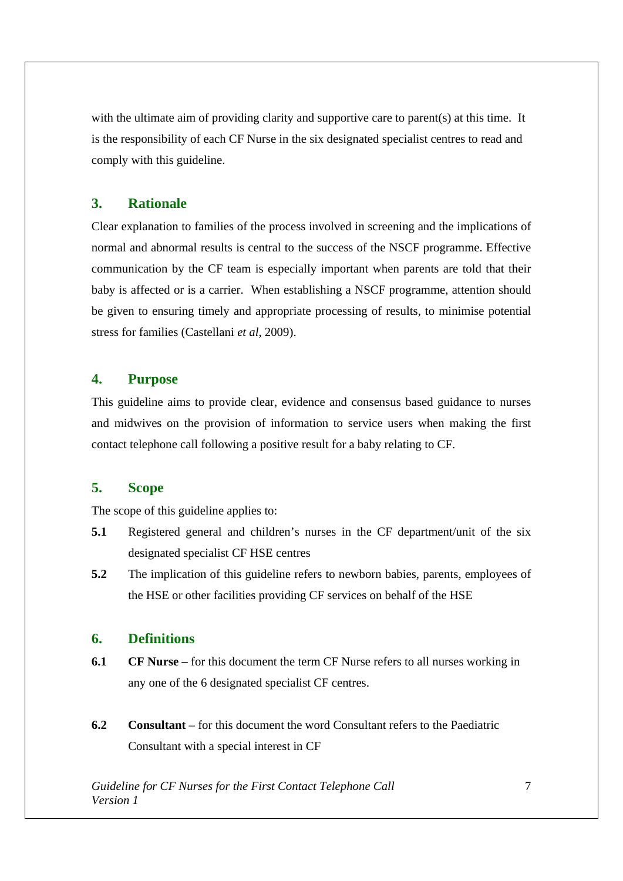with the ultimate aim of providing clarity and supportive care to parent(s) at this time. It is the responsibility of each CF Nurse in the six designated specialist centres to read and comply with this guideline.

## 3. Rationale

Clear explanation to families of the process involved in screening and the implications of normal and abnormal results is central to the success of the NSCF programme. Effective communication by the CF team is especially important when parents are told that their baby is affected or is a carrier. When establishing a NSCF programme, attention should be given to ensuring timely and appropriate processing of results, to minimise potential stress for families (Castellani *et al*, 2009).

## 4. Purpose

This guideline aims to provide clear, evidence and consensus based guidance to nurses and midwives on the provision of information to service users when making the first contact telephone call following a positive result for a baby relating to CF.

## 5. Scope

The scope of this guideline applies to:

**5.1** Registered general and children's nurses in the CF department/unit of the six designated specialist CF HSE centres

**5.2** The implication of this guideline refers to newborn babies, parents, employees of the HSE or other facilities providing CF services on behalf of the HSE

## 6. Definitions

**6.1** **CF Nurse –** for this document the term CF Nurse refers to all nurses working in any one of the 6 designated specialist CF centres.

**6.2** **Consultant** – for this document the word Consultant refers to the Paediatric Consultant with a special interest in CF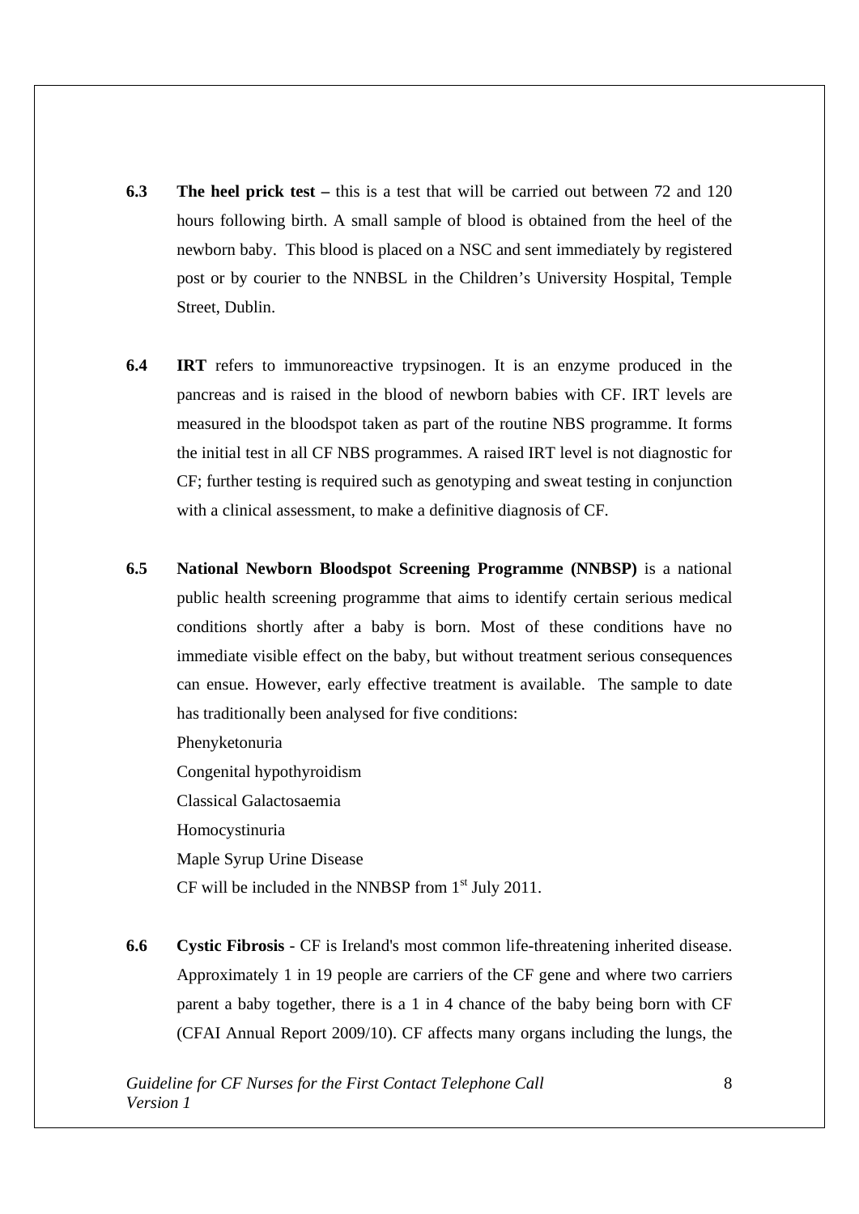**6.3** **The heel prick test –** this is a test that will be carried out between 72 and 120 hours following birth. A small sample of blood is obtained from the heel of the newborn baby. This blood is placed on a NSC and sent immediately by registered post or by courier to the NNBSL in the Children's University Hospital, Temple Street, Dublin.

**6.4** **IRT** refers to immunoreactive trypsinogen. It is an enzyme produced in the pancreas and is raised in the blood of newborn babies with CF. IRT levels are measured in the bloodspot taken as part of the routine NBS programme. It forms the initial test in all CF NBS programmes. A raised IRT level is not diagnostic for CF; further testing is required such as genotyping and sweat testing in conjunction with a clinical assessment, to make a definitive diagnosis of CF.

**6.5** **National Newborn Bloodspot Screening Programme (NNBSP)** is a national public health screening programme that aims to identify certain serious medical conditions shortly after a baby is born. Most of these conditions have no immediate visible effect on the baby, but without treatment serious consequences can ensue. However, early effective treatment is available. The sample to date has traditionally been analysed for five conditions:

Phenyketonuria
Congenital hypothyroidism
Classical Galactosaemia
Homocystinuria
Maple Syrup Urine Disease
CF will be included in the NNBSP from 1st July 2011.

**6.6** **Cystic Fibrosis** - CF is Ireland's most common life-threatening inherited disease. Approximately 1 in 19 people are carriers of the CF gene and where two carriers parent a baby together, there is a 1 in 4 chance of the baby being born with CF (CFAI Annual Report 2009/10). CF affects many organs including the lungs, the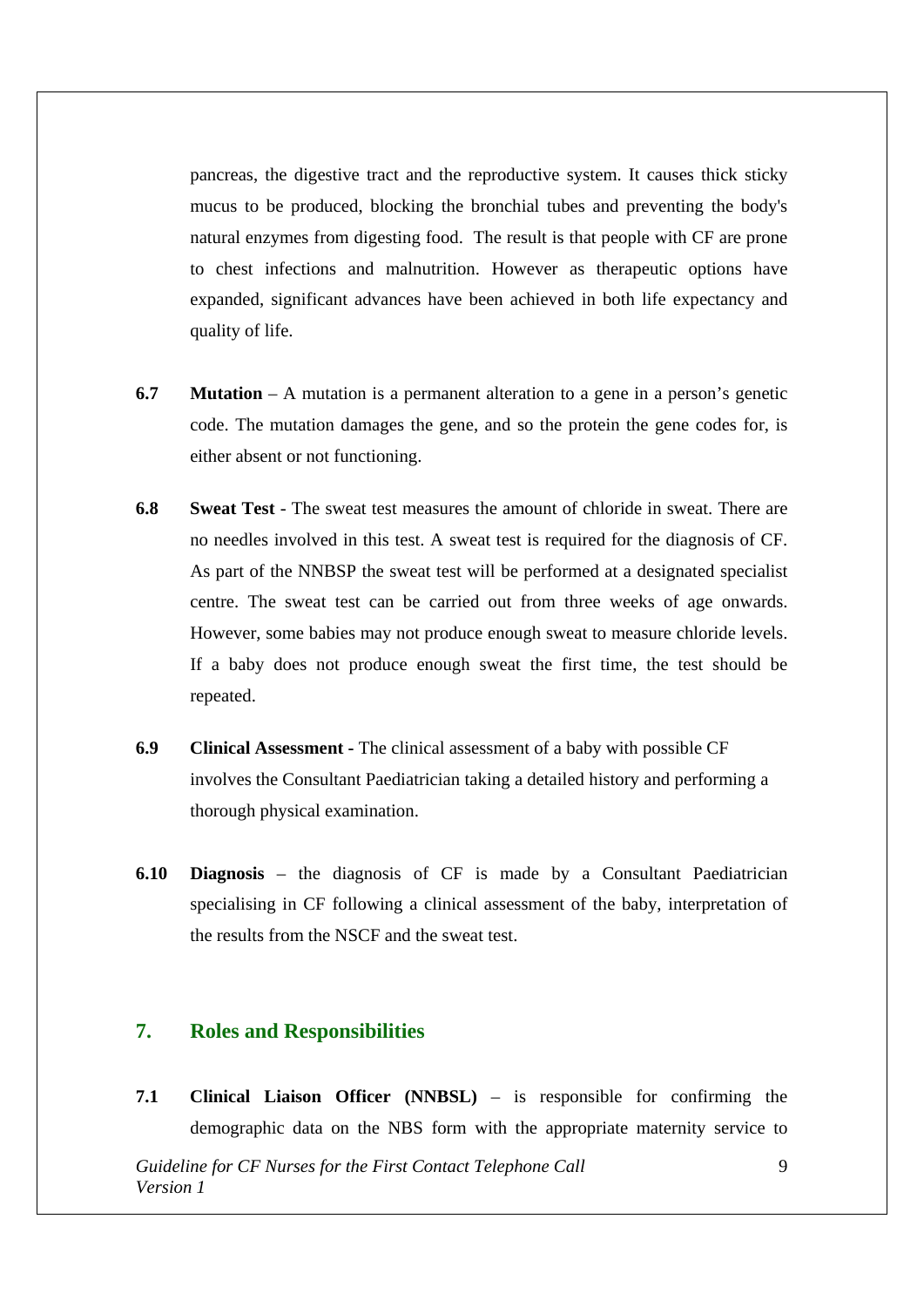pancreas, the digestive tract and the reproductive system. It causes thick sticky mucus to be produced, blocking the bronchial tubes and preventing the body's natural enzymes from digesting food. The result is that people with CF are prone to chest infections and malnutrition. However as therapeutic options have expanded, significant advances have been achieved in both life expectancy and quality of life.

**6.7** **Mutation** – A mutation is a permanent alteration to a gene in a person's genetic code. The mutation damages the gene, and so the protein the gene codes for, is either absent or not functioning.

**6.8** **Sweat Test** - The sweat test measures the amount of chloride in sweat. There are no needles involved in this test. A sweat test is required for the diagnosis of CF. As part of the NNBSP the sweat test will be performed at a designated specialist centre. The sweat test can be carried out from three weeks of age onwards. However, some babies may not produce enough sweat to measure chloride levels. If a baby does not produce enough sweat the first time, the test should be repeated.

**6.9** **Clinical Assessment** - The clinical assessment of a baby with possible CF involves the Consultant Paediatrician taking a detailed history and performing a thorough physical examination.

**6.10** **Diagnosis** – the diagnosis of CF is made by a Consultant Paediatrician specialising in CF following a clinical assessment of the baby, interpretation of the results from the NSCF and the sweat test.

## 7. Roles and Responsibilities

**7.1** **Clinical Liaison Officer (NNBSL)** – is responsible for confirming the demographic data on the NBS form with the appropriate maternity service to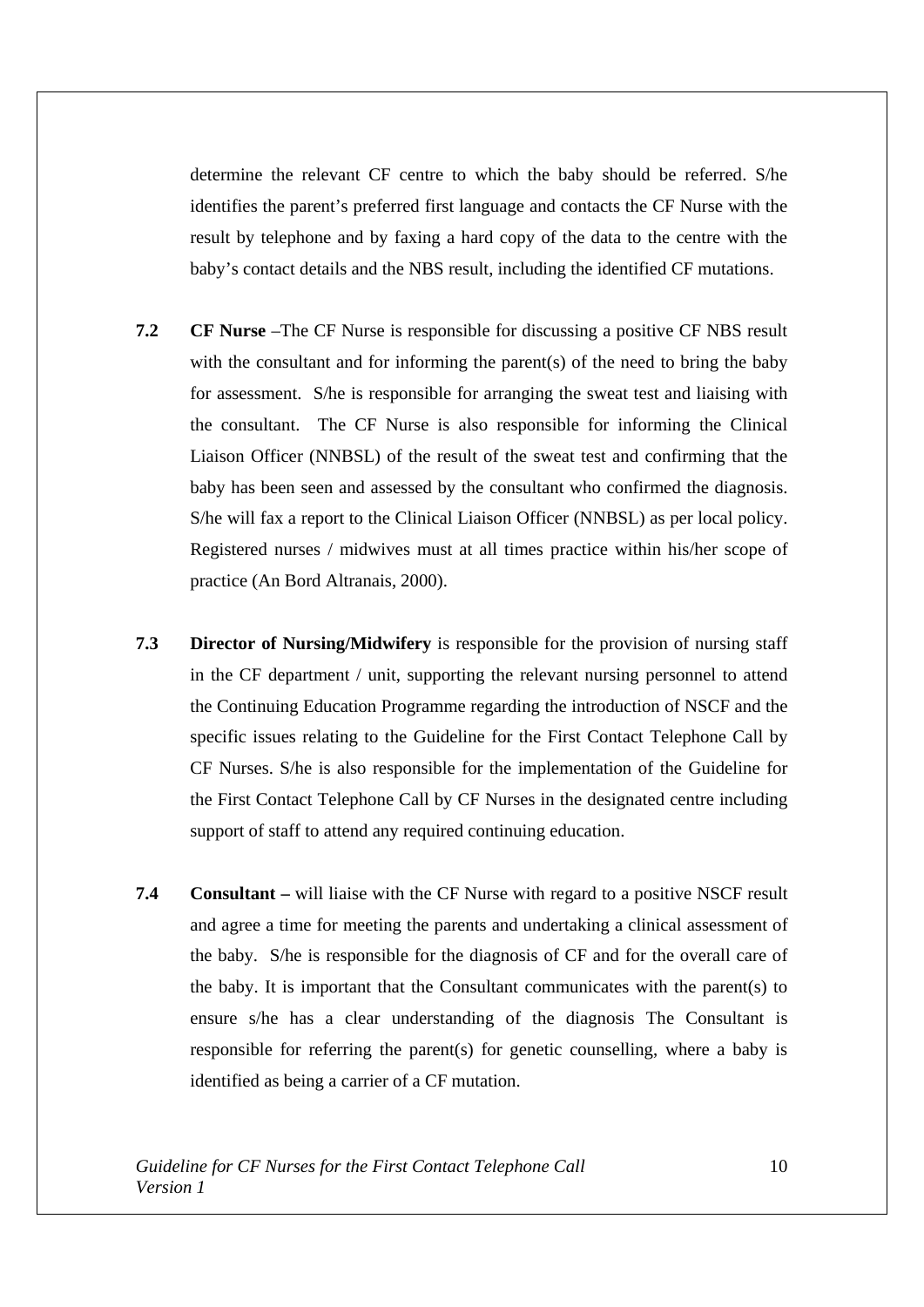determine the relevant CF centre to which the baby should be referred. S/he identifies the parent's preferred first language and contacts the CF Nurse with the result by telephone and by faxing a hard copy of the data to the centre with the baby's contact details and the NBS result, including the identified CF mutations.

**7.2** **CF Nurse** –The CF Nurse is responsible for discussing a positive CF NBS result with the consultant and for informing the parent(s) of the need to bring the baby for assessment. S/he is responsible for arranging the sweat test and liaising with the consultant. The CF Nurse is also responsible for informing the Clinical Liaison Officer (NNBSL) of the result of the sweat test and confirming that the baby has been seen and assessed by the consultant who confirmed the diagnosis. S/he will fax a report to the Clinical Liaison Officer (NNBSL) as per local policy. Registered nurses / midwives must at all times practice within his/her scope of practice (An Bord Altranais, 2000).

**7.3** **Director of Nursing/Midwifery** is responsible for the provision of nursing staff in the CF department / unit, supporting the relevant nursing personnel to attend the Continuing Education Programme regarding the introduction of NSCF and the specific issues relating to the Guideline for the First Contact Telephone Call by CF Nurses. S/he is also responsible for the implementation of the Guideline for the First Contact Telephone Call by CF Nurses in the designated centre including support of staff to attend any required continuing education.

**7.4** **Consultant –** will liaise with the CF Nurse with regard to a positive NSCF result and agree a time for meeting the parents and undertaking a clinical assessment of the baby. S/he is responsible for the diagnosis of CF and for the overall care of the baby. It is important that the Consultant communicates with the parent(s) to ensure s/he has a clear understanding of the diagnosis The Consultant is responsible for referring the parent(s) for genetic counselling, where a baby is identified as being a carrier of a CF mutation.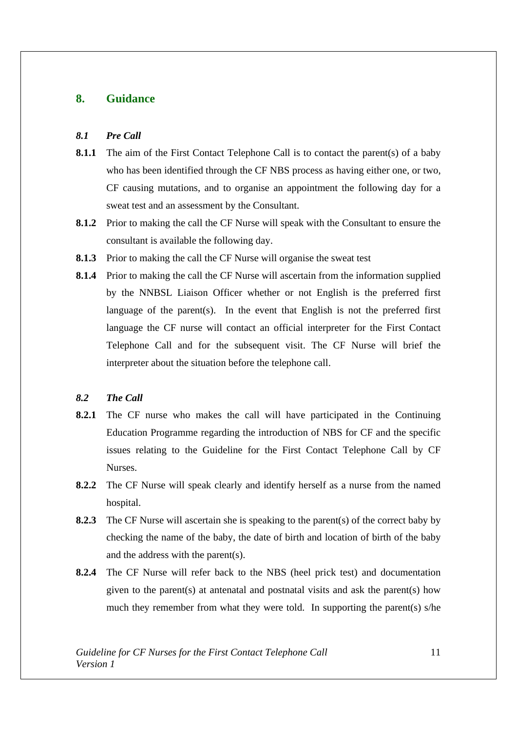## 8. Guidance

### *8.1 Pre Call*

**8.1.1** The aim of the First Contact Telephone Call is to contact the parent(s) of a baby who has been identified through the CF NBS process as having either one, or two, CF causing mutations, and to organise an appointment the following day for a sweat test and an assessment by the Consultant.

**8.1.2** Prior to making the call the CF Nurse will speak with the Consultant to ensure the consultant is available the following day.

**8.1.3** Prior to making the call the CF Nurse will organise the sweat test

**8.1.4** Prior to making the call the CF Nurse will ascertain from the information supplied by the NNBSL Liaison Officer whether or not English is the preferred first language of the parent(s). In the event that English is not the preferred first language the CF nurse will contact an official interpreter for the First Contact Telephone Call and for the subsequent visit. The CF Nurse will brief the interpreter about the situation before the telephone call.

### *8.2 The Call*

**8.2.1** The CF nurse who makes the call will have participated in the Continuing Education Programme regarding the introduction of NBS for CF and the specific issues relating to the Guideline for the First Contact Telephone Call by CF Nurses.

**8.2.2** The CF Nurse will speak clearly and identify herself as a nurse from the named hospital.

**8.2.3** The CF Nurse will ascertain she is speaking to the parent(s) of the correct baby by checking the name of the baby, the date of birth and location of birth of the baby and the address with the parent(s).

**8.2.4** The CF Nurse will refer back to the NBS (heel prick test) and documentation given to the parent(s) at antenatal and postnatal visits and ask the parent(s) how much they remember from what they were told. In supporting the parent(s) s/he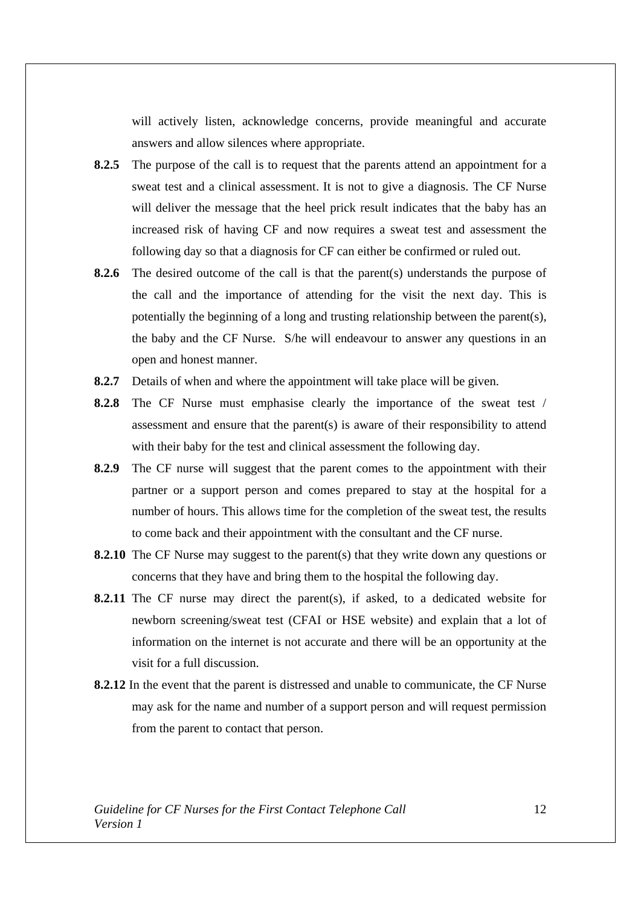will actively listen, acknowledge concerns, provide meaningful and accurate answers and allow silences where appropriate.

**8.2.5** The purpose of the call is to request that the parents attend an appointment for a sweat test and a clinical assessment. It is not to give a diagnosis. The CF Nurse will deliver the message that the heel prick result indicates that the baby has an increased risk of having CF and now requires a sweat test and assessment the following day so that a diagnosis for CF can either be confirmed or ruled out.

**8.2.6** The desired outcome of the call is that the parent(s) understands the purpose of the call and the importance of attending for the visit the next day. This is potentially the beginning of a long and trusting relationship between the parent(s), the baby and the CF Nurse. S/he will endeavour to answer any questions in an open and honest manner.

**8.2.7** Details of when and where the appointment will take place will be given.

**8.2.8** The CF Nurse must emphasise clearly the importance of the sweat test / assessment and ensure that the parent(s) is aware of their responsibility to attend with their baby for the test and clinical assessment the following day.

**8.2.9** The CF nurse will suggest that the parent comes to the appointment with their partner or a support person and comes prepared to stay at the hospital for a number of hours. This allows time for the completion of the sweat test, the results to come back and their appointment with the consultant and the CF nurse.

**8.2.10** The CF Nurse may suggest to the parent(s) that they write down any questions or concerns that they have and bring them to the hospital the following day.

**8.2.11** The CF nurse may direct the parent(s), if asked, to a dedicated website for newborn screening/sweat test (CFAI or HSE website) and explain that a lot of information on the internet is not accurate and there will be an opportunity at the visit for a full discussion.

**8.2.12** In the event that the parent is distressed and unable to communicate, the CF Nurse may ask for the name and number of a support person and will request permission from the parent to contact that person.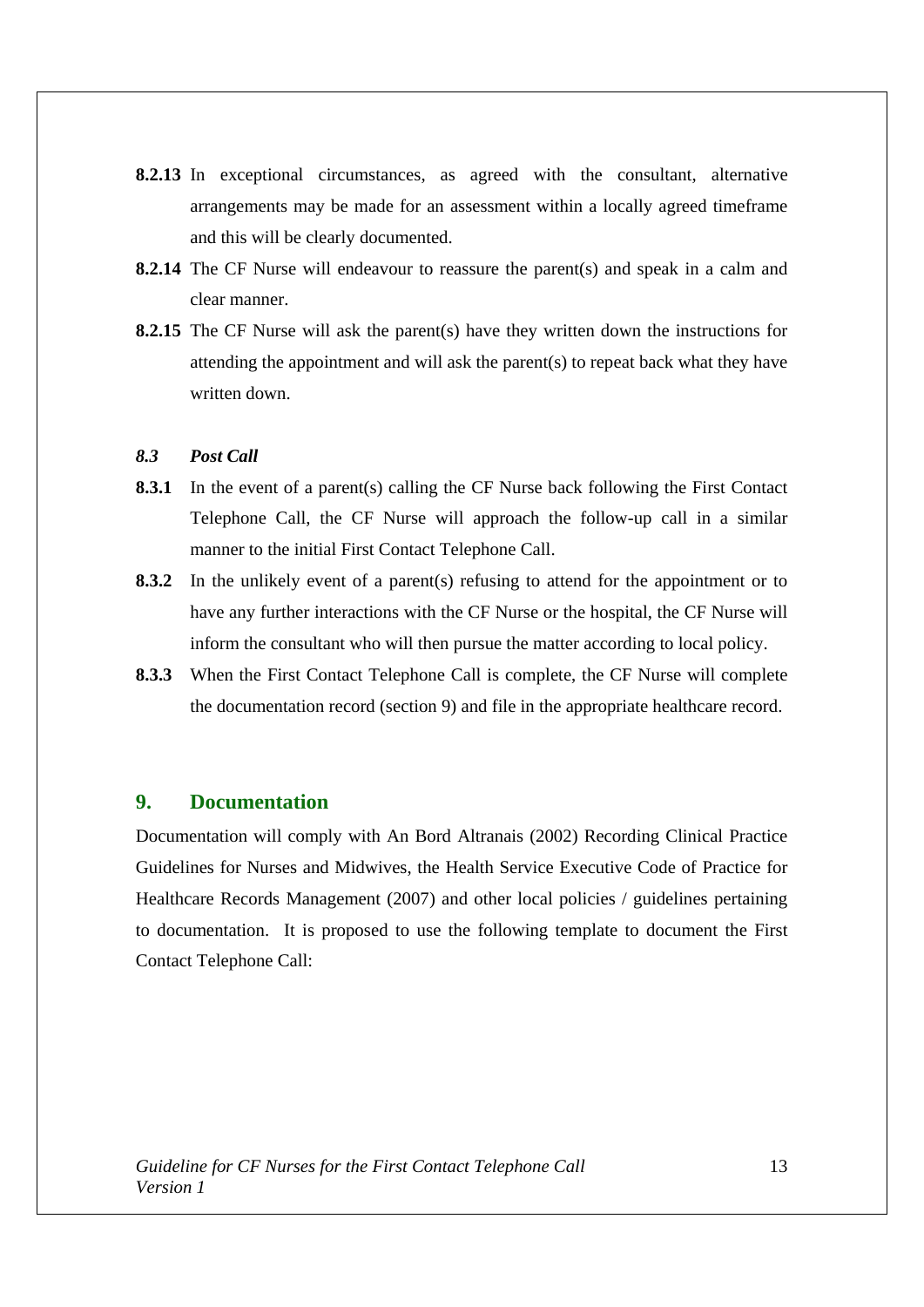**8.2.13** In exceptional circumstances, as agreed with the consultant, alternative arrangements may be made for an assessment within a locally agreed timeframe and this will be clearly documented.

**8.2.14** The CF Nurse will endeavour to reassure the parent(s) and speak in a calm and clear manner.

**8.2.15** The CF Nurse will ask the parent(s) have they written down the instructions for attending the appointment and will ask the parent(s) to repeat back what they have written down.

### *8.3 Post Call*

**8.3.1** In the event of a parent(s) calling the CF Nurse back following the First Contact Telephone Call, the CF Nurse will approach the follow-up call in a similar manner to the initial First Contact Telephone Call.

**8.3.2** In the unlikely event of a parent(s) refusing to attend for the appointment or to have any further interactions with the CF Nurse or the hospital, the CF Nurse will inform the consultant who will then pursue the matter according to local policy.

**8.3.3** When the First Contact Telephone Call is complete, the CF Nurse will complete the documentation record (section 9) and file in the appropriate healthcare record.

## 9. Documentation

Documentation will comply with An Bord Altranais (2002) Recording Clinical Practice Guidelines for Nurses and Midwives, the Health Service Executive Code of Practice for Healthcare Records Management (2007) and other local policies / guidelines pertaining to documentation. It is proposed to use the following template to document the First Contact Telephone Call: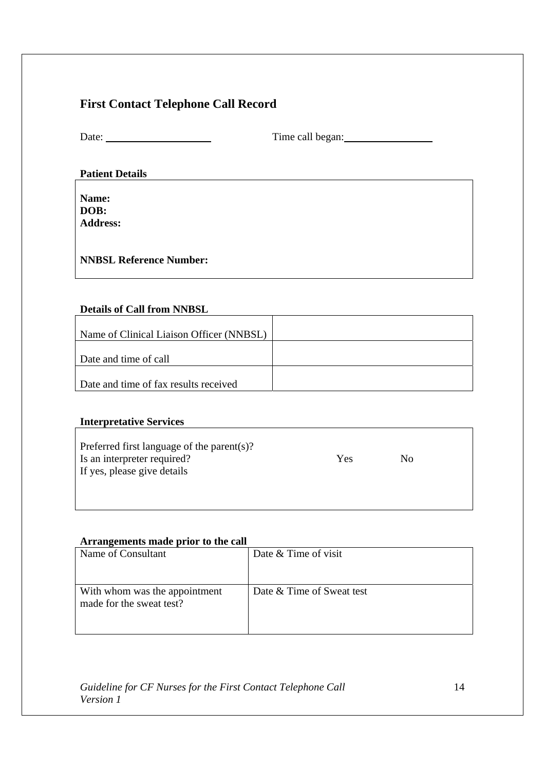## First Contact Telephone Call Record

Date: ____________________ Time call began: ________________

**Patient Details**

**Name:**
**DOB:**
**Address:**

**NNBSL Reference Number:**

**Details of Call from NNBSL**

| | |
|---|---|
| Name of Clinical Liaison Officer (NNBSL) | |
| Date and time of call | |
| Date and time of fax results received | |

**Interpretative Services**

Preferred first language of the parent(s)?
Is an interpreter required? Yes No
If yes, please give details

**Arrangements made prior to the call**

| | |
|---|---|
| Name of Consultant | Date & Time of visit |
| With whom was the appointment made for the sweat test? | Date & Time of Sweat test |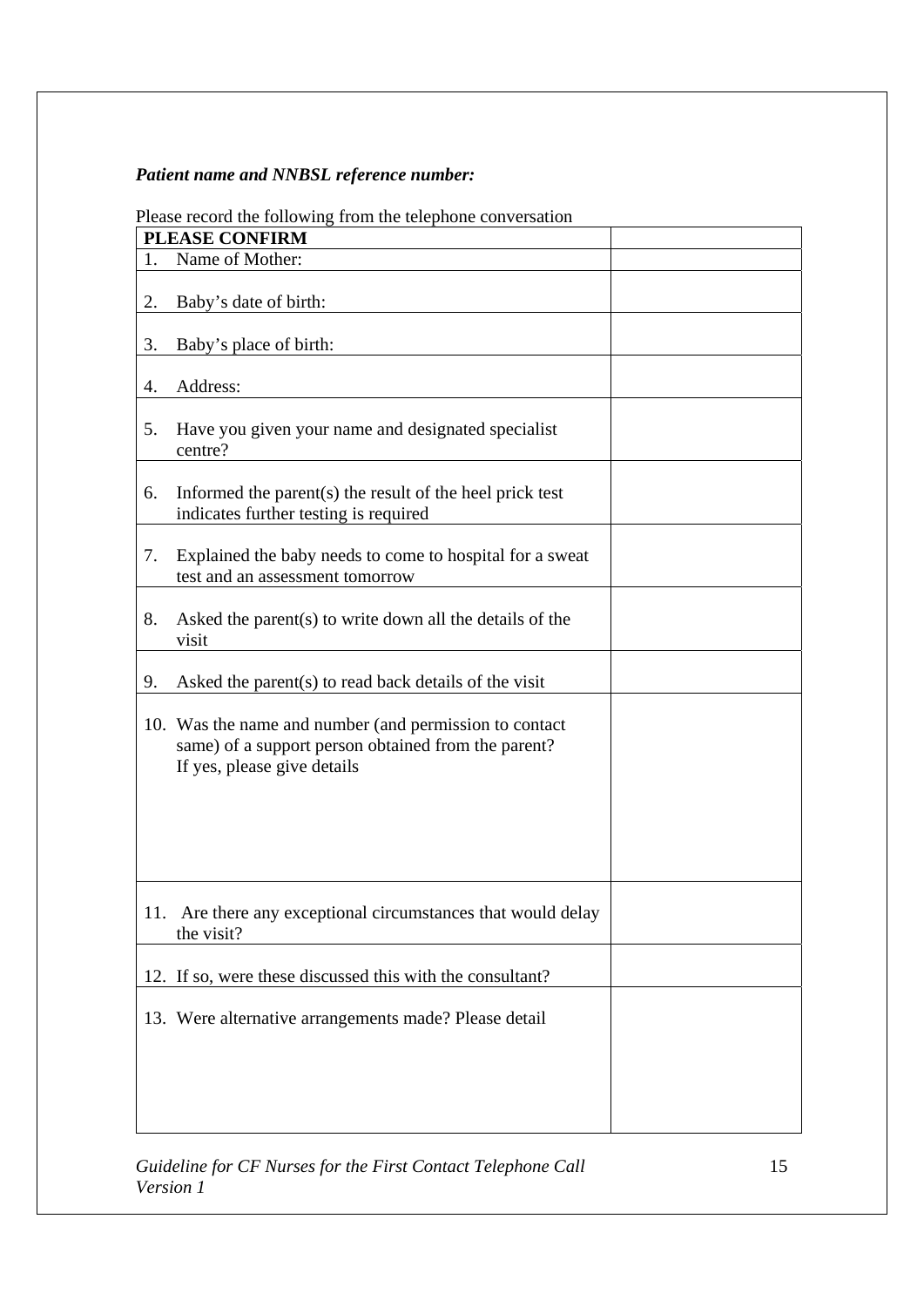***Patient name and NNBSL reference number:***

Please record the following from the telephone conversation

| **PLEASE CONFIRM** | |
|---|---|
| 1. Name of Mother: | |
| 2. Baby's date of birth: | |
| 3. Baby's place of birth: | |
| 4. Address: | |
| 5. Have you given your name and designated specialist centre? | |
| 6. Informed the parent(s) the result of the heel prick test indicates further testing is required | |
| 7. Explained the baby needs to come to hospital for a sweat test and an assessment tomorrow | |
| 8. Asked the parent(s) to write down all the details of the visit | |
| 9. Asked the parent(s) to read back details of the visit | |
| 10. Was the name and number (and permission to contact same) of a support person obtained from the parent? If yes, please give details | |
| 11. Are there any exceptional circumstances that would delay the visit? | |
| 12. If so, were these discussed this with the consultant? | |
| 13. Were alternative arrangements made? Please detail | |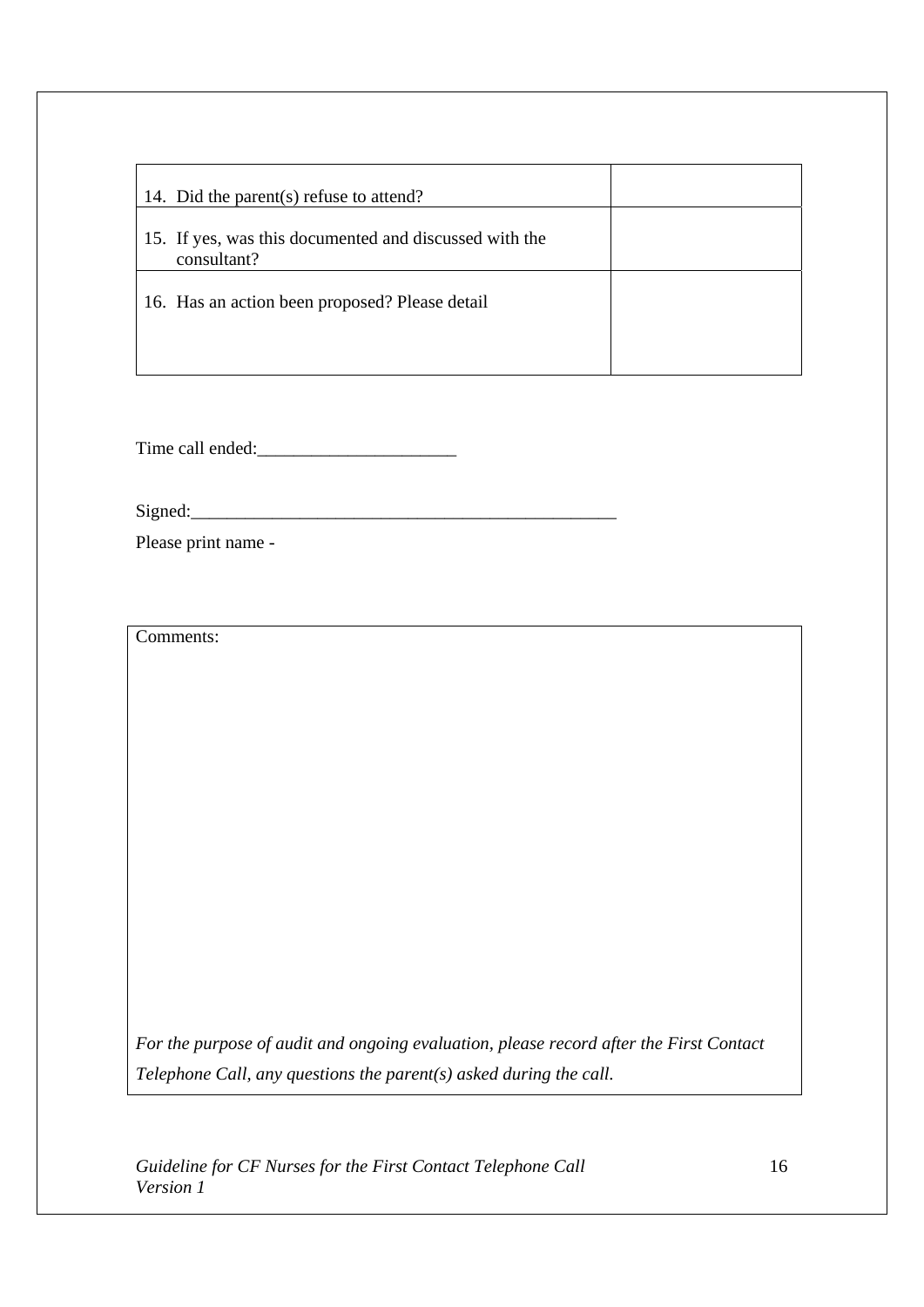| | |
|---|---|
| 14. Did the parent(s) refuse to attend? | |
| 15. If yes, was this documented and discussed with the consultant? | |
| 16. Has an action been proposed? Please detail | |

Time call ended:______________________

Signed:_________________________________________________

Please print name -

| Comments: |
|---|
| *For the purpose of audit and ongoing evaluation, please record after the First Contact Telephone Call, any questions the parent(s) asked during the call.* |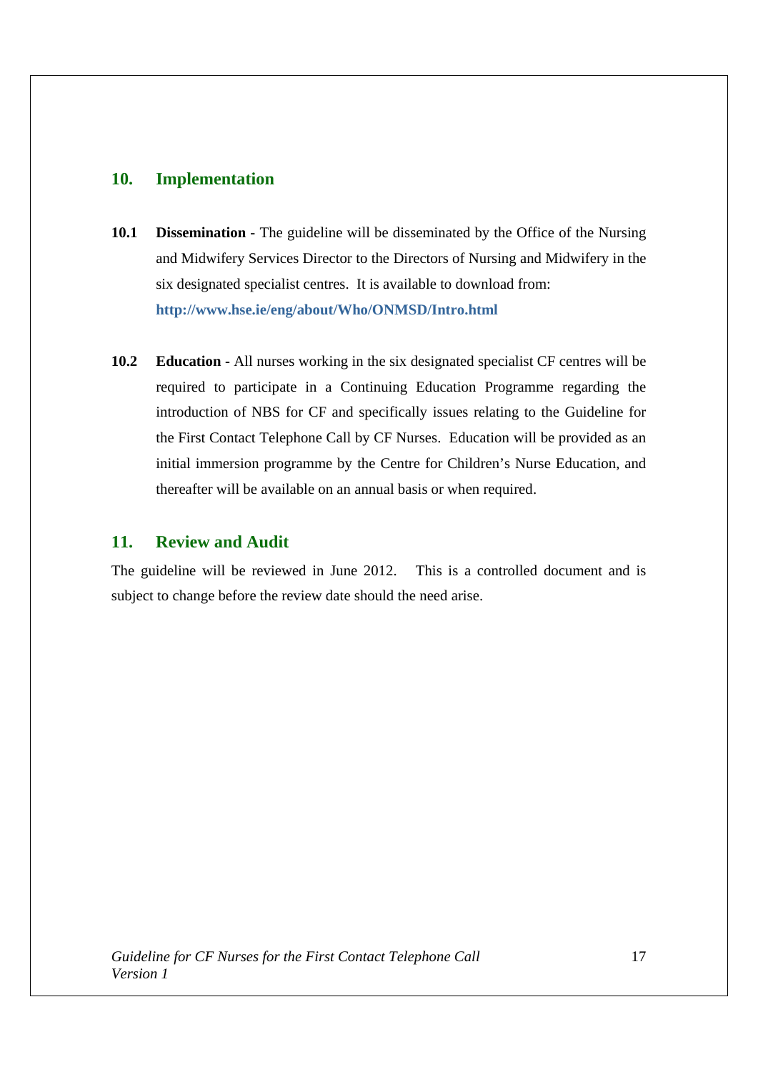## 10. Implementation

**10.1 Dissemination -** The guideline will be disseminated by the Office of the Nursing and Midwifery Services Director to the Directors of Nursing and Midwifery in the six designated specialist centres. It is available to download from: **http://www.hse.ie/eng/about/Who/ONMSD/Intro.html**

**10.2 Education -** All nurses working in the six designated specialist CF centres will be required to participate in a Continuing Education Programme regarding the introduction of NBS for CF and specifically issues relating to the Guideline for the First Contact Telephone Call by CF Nurses. Education will be provided as an initial immersion programme by the Centre for Children's Nurse Education, and thereafter will be available on an annual basis or when required.

## 11. Review and Audit

The guideline will be reviewed in June 2012. This is a controlled document and is subject to change before the review date should the need arise.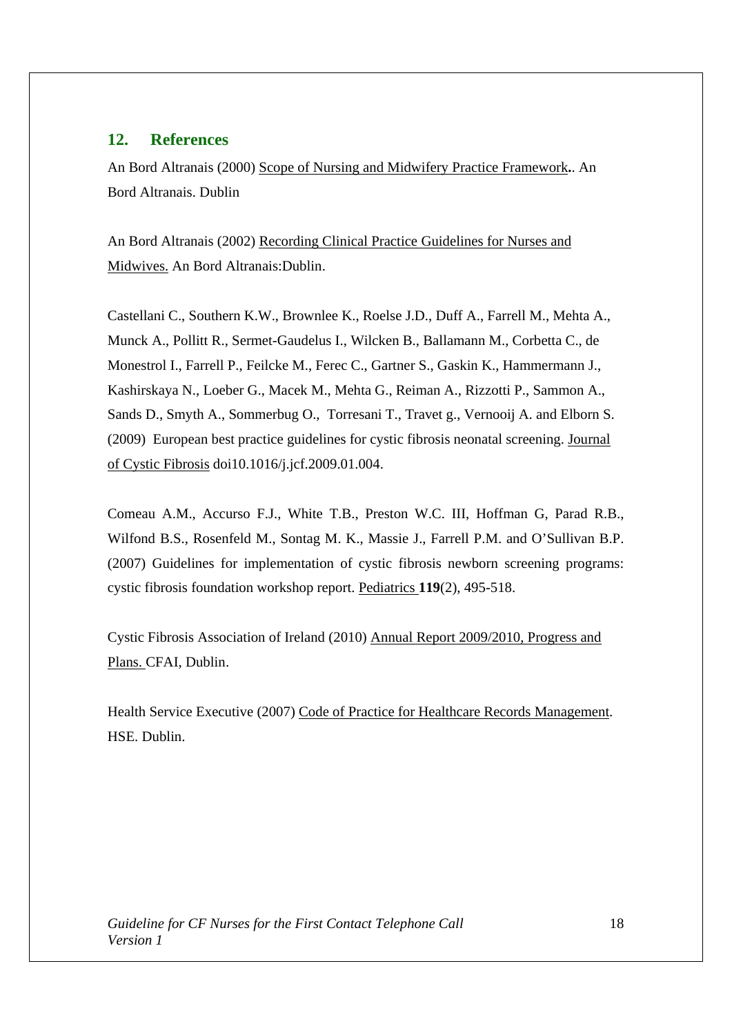## 12. References

An Bord Altranais (2000) Scope of Nursing and Midwifery Practice Framework**.**. An Bord Altranais. Dublin

An Bord Altranais (2002) Recording Clinical Practice Guidelines for Nurses and Midwives. An Bord Altranais:Dublin.

Castellani C., Southern K.W., Brownlee K., Roelse J.D., Duff A., Farrell M., Mehta A., Munck A., Pollitt R., Sermet-Gaudelus I., Wilcken B., Ballamann M., Corbetta C., de Monestrol I., Farrell P., Feilcke M., Ferec C., Gartner S., Gaskin K., Hammermann J., Kashirskaya N., Loeber G., Macek M., Mehta G., Reiman A., Rizzotti P., Sammon A., Sands D., Smyth A., Sommerbug O., Torresani T., Travet g., Vernooij A. and Elborn S. (2009) European best practice guidelines for cystic fibrosis neonatal screening. Journal of Cystic Fibrosis doi10.1016/j.jcf.2009.01.004.

Comeau A.M., Accurso F.J., White T.B., Preston W.C. III, Hoffman G, Parad R.B., Wilfond B.S., Rosenfeld M., Sontag M. K., Massie J., Farrell P.M. and O'Sullivan B.P. (2007) Guidelines for implementation of cystic fibrosis newborn screening programs: cystic fibrosis foundation workshop report. Pediatrics **119**(2), 495-518.

Cystic Fibrosis Association of Ireland (2010) Annual Report 2009/2010, Progress and Plans. CFAI, Dublin.

Health Service Executive (2007) Code of Practice for Healthcare Records Management. HSE. Dublin.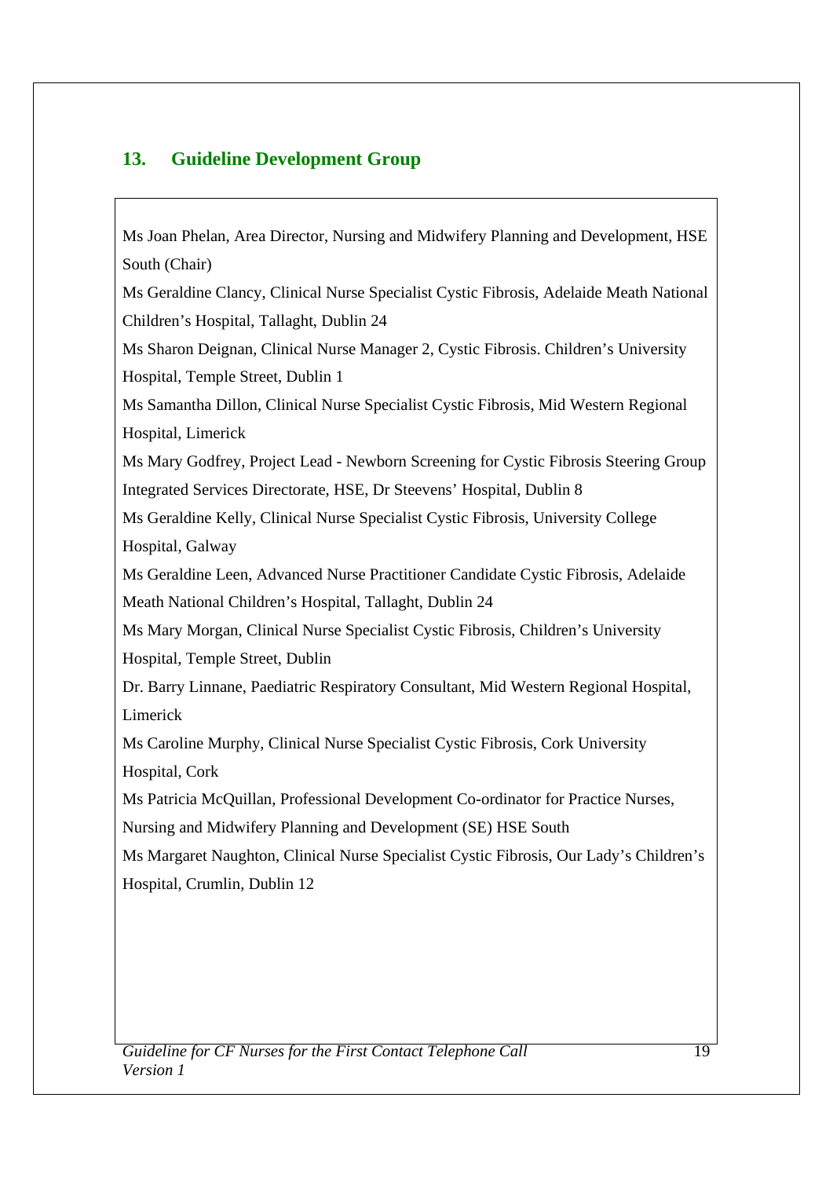## 13. Guideline Development Group

Ms Joan Phelan, Area Director, Nursing and Midwifery Planning and Development, HSE South (Chair)

Ms Geraldine Clancy, Clinical Nurse Specialist Cystic Fibrosis, Adelaide Meath National Children's Hospital, Tallaght, Dublin 24

Ms Sharon Deignan, Clinical Nurse Manager 2, Cystic Fibrosis. Children's University Hospital, Temple Street, Dublin 1

Ms Samantha Dillon, Clinical Nurse Specialist Cystic Fibrosis, Mid Western Regional Hospital, Limerick

Ms Mary Godfrey, Project Lead - Newborn Screening for Cystic Fibrosis Steering Group Integrated Services Directorate, HSE, Dr Steevens' Hospital, Dublin 8

Ms Geraldine Kelly, Clinical Nurse Specialist Cystic Fibrosis, University College Hospital, Galway

Ms Geraldine Leen, Advanced Nurse Practitioner Candidate Cystic Fibrosis, Adelaide Meath National Children's Hospital, Tallaght, Dublin 24

Ms Mary Morgan, Clinical Nurse Specialist Cystic Fibrosis, Children's University Hospital, Temple Street, Dublin

Dr. Barry Linnane, Paediatric Respiratory Consultant, Mid Western Regional Hospital, Limerick

Ms Caroline Murphy, Clinical Nurse Specialist Cystic Fibrosis, Cork University Hospital, Cork

Ms Patricia McQuillan, Professional Development Co-ordinator for Practice Nurses, Nursing and Midwifery Planning and Development (SE) HSE South

Ms Margaret Naughton, Clinical Nurse Specialist Cystic Fibrosis, Our Lady's Children's Hospital, Crumlin, Dublin 12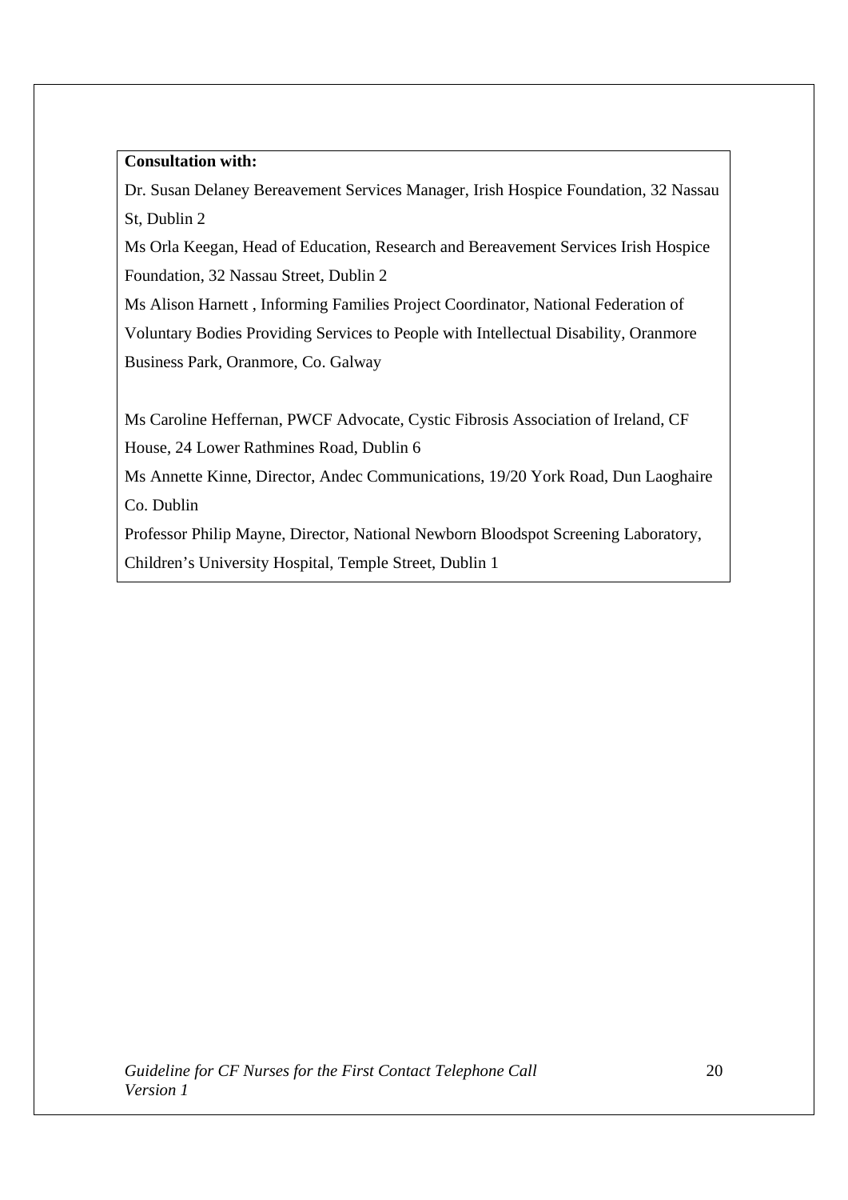**Consultation with:**

Dr. Susan Delaney Bereavement Services Manager, Irish Hospice Foundation, 32 Nassau St, Dublin 2

Ms Orla Keegan, Head of Education, Research and Bereavement Services Irish Hospice Foundation, 32 Nassau Street, Dublin 2

Ms Alison Harnett , Informing Families Project Coordinator, National Federation of Voluntary Bodies Providing Services to People with Intellectual Disability, Oranmore Business Park, Oranmore, Co. Galway

Ms Caroline Heffernan, PWCF Advocate, Cystic Fibrosis Association of Ireland, CF House, 24 Lower Rathmines Road, Dublin 6

Ms Annette Kinne, Director, Andec Communications, 19/20 York Road, Dun Laoghaire Co. Dublin

Professor Philip Mayne, Director, National Newborn Bloodspot Screening Laboratory, Children's University Hospital, Temple Street, Dublin 1